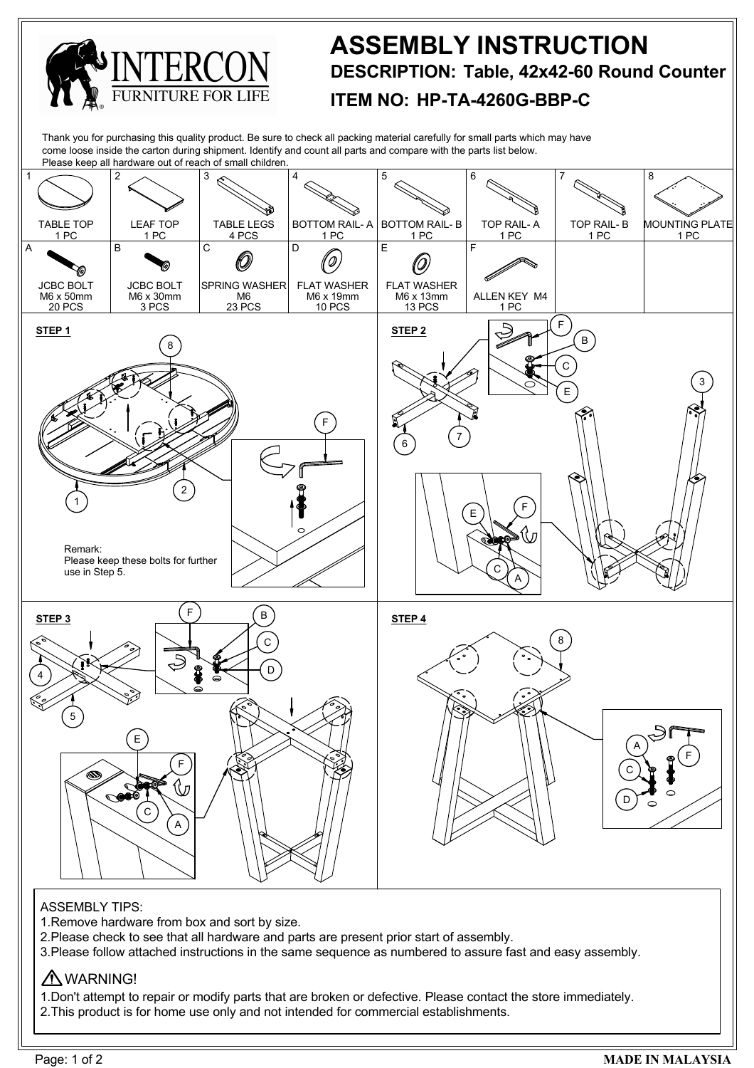# ASSEMBLY INSTRUCTION

**INTERCON** FURNITURE FOR LIFE

## DESCRIPTION: Table, 42x42-60 Round Counter

## ITEM NO: HP-TA-4260G-BBP-C

Thank you for purchasing this quality product. Be sure to check all packing material carefully for small parts which may have come loose inside the carton during shipment. Identify and count all parts and compare with the parts list below.
Please keep all hardware out of reach of small children.

| 1 | 2 | 3 | 4 | 5 | 6 | 7 | 8 |
|---|---|---|---|---|---|---|---|
| TABLE TOP 1 PC | LEAF TOP 1 PC | TABLE LEGS 4 PCS | BOTTOM RAIL- A 1 PC | BOTTOM RAIL- B 1 PC | TOP RAIL- A 1 PC | TOP RAIL- B 1 PC | MOUNTING PLATE 1 PC |

| A | B | C | D | E | F |
|---|---|---|---|---|---|
| JCBC BOLT M6 x 50mm 20 PCS | JCBC BOLT M6 x 30mm 3 PCS | SPRING WASHER M6 23 PCS | FLAT WASHER M6 x 19mm 10 PCS | FLAT WASHER M6 x 13mm 13 PCS | ALLEN KEY M4 1 PC |

**STEP 1**

Remark:
Please keep these bolts for further use in Step 5.

**STEP 2**

**STEP 3**

**STEP 4**

ASSEMBLY TIPS:
1. Remove hardware from box and sort by size.
2. Please check to see that all hardware and parts are present prior start of assembly.
3. Please follow attached instructions in the same sequence as numbered to assure fast and easy assembly.

⚠ WARNING!
1. Don't attempt to repair or modify parts that are broken or defective. Please contact the store immediately.
2. This product is for home use only and not intended for commercial establishments.

**MADE IN MALAYSIA**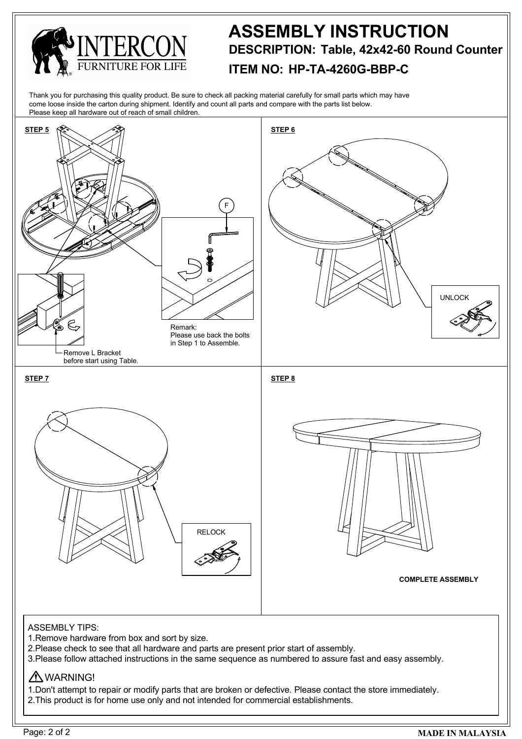# ASSEMBLY INSTRUCTION

**DESCRIPTION: Table, 42x42-60 Round Counter**

**ITEM NO: HP-TA-4260G-BBP-C**

INTERCON
FURNITURE FOR LIFE

Thank you for purchasing this quality product. Be sure to check all packing material carefully for small parts which may have come loose inside the carton during shipment. Identify and count all parts and compare with the parts list below.
Please keep all hardware out of reach of small children.

**STEP 5**

F

Remark:
Please use back the bolts in Step 1 to Assemble.

Remove L Bracket before start using Table.

**STEP 6**

UNLOCK

**STEP 7**

RELOCK

**STEP 8**

**COMPLETE ASSEMBLY**

ASSEMBLY TIPS:

1. Remove hardware from box and sort by size.
2. Please check to see that all hardware and parts are present prior start of assembly.
3. Please follow attached instructions in the same sequence as numbered to assure fast and easy assembly.

⚠ WARNING!

1. Don't attempt to repair or modify parts that are broken or defective. Please contact the store immediately.
2. This product is for home use only and not intended for commercial establishments.

**MADE IN MALAYSIA**